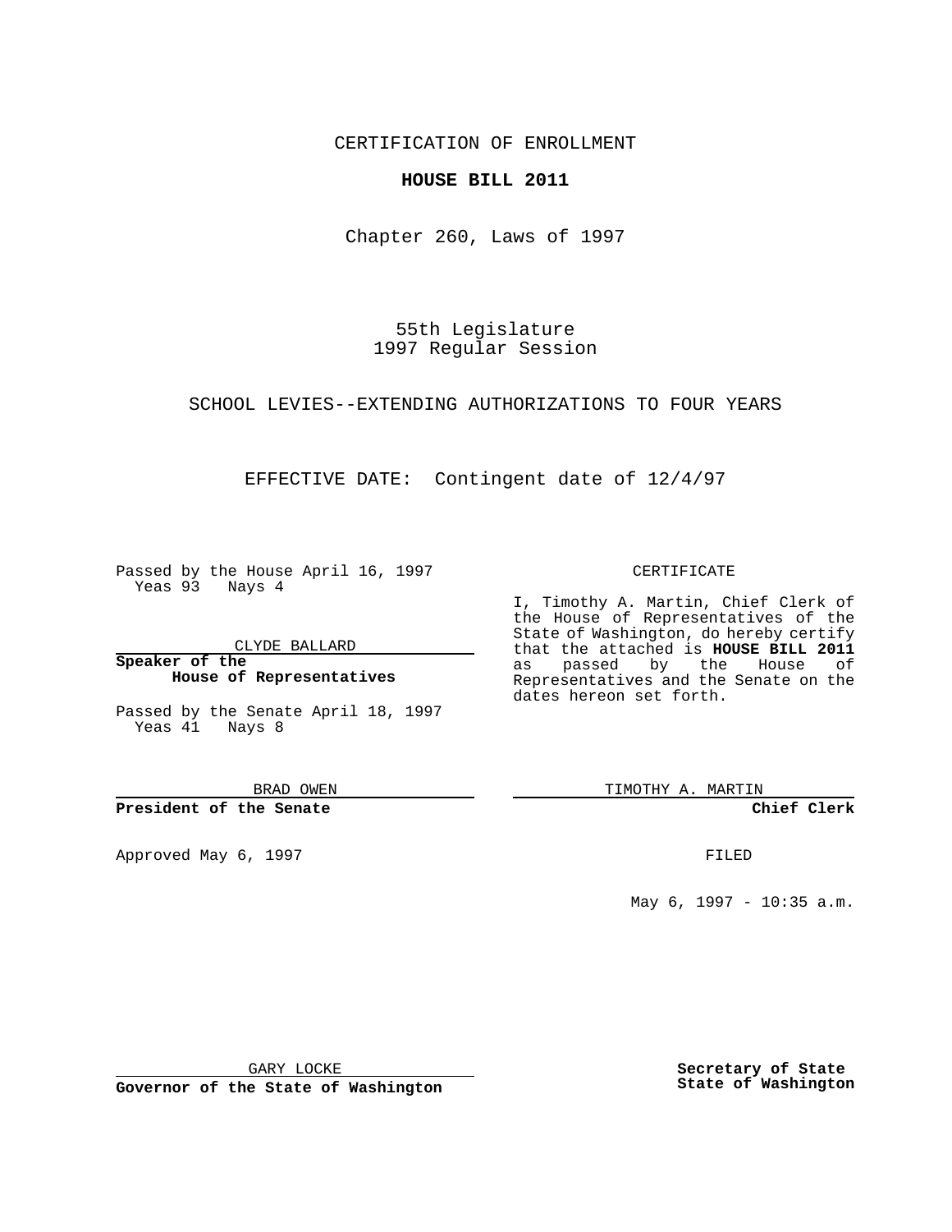CERTIFICATION OF ENROLLMENT

**HOUSE BILL 2011**

Chapter 260, Laws of 1997

55th Legislature
1997 Regular Session

SCHOOL LEVIES--EXTENDING AUTHORIZATIONS TO FOUR YEARS

EFFECTIVE DATE: Contingent date of 12/4/97

Passed by the House April 16, 1997
Yeas 93 Nays 4

CLYDE BALLARD

**Speaker of the House of Representatives**

Passed by the Senate April 18, 1997
Yeas 41 Nays 8

BRAD OWEN

**President of the Senate**

Approved May 6, 1997

GARY LOCKE

**Governor of the State of Washington**

CERTIFICATE

I, Timothy A. Martin, Chief Clerk of the House of Representatives of the State of Washington, do hereby certify that the attached is **HOUSE BILL 2011** as passed by the House of Representatives and the Senate on the dates hereon set forth.

TIMOTHY A. MARTIN

**Chief Clerk**

FILED

May 6, 1997 - 10:35 a.m.

**Secretary of State State of Washington**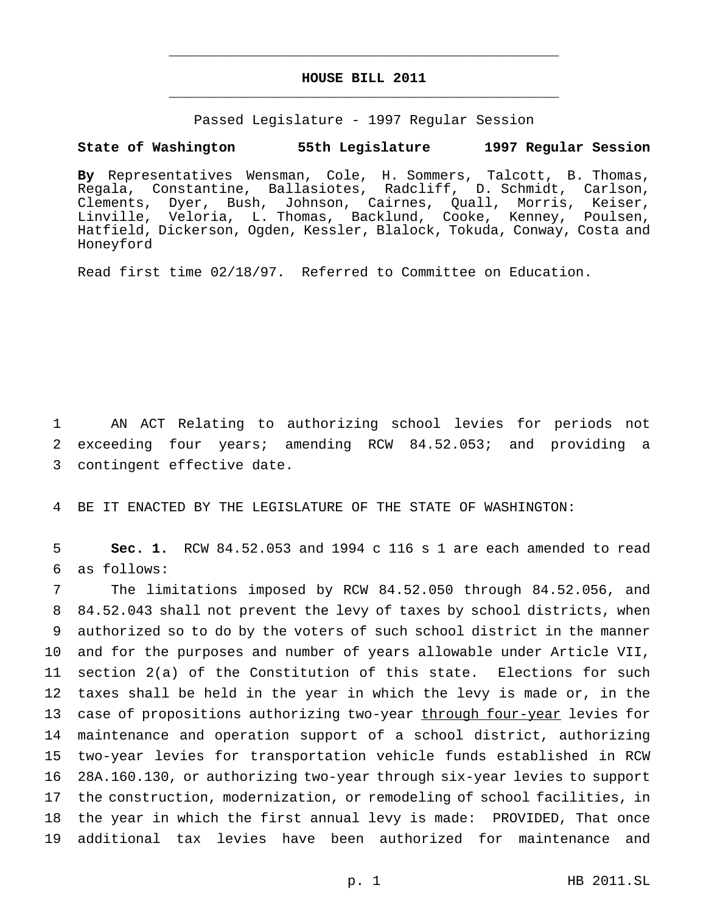# HOUSE BILL 2011

Passed Legislature - 1997 Regular Session

**State of Washington 55th Legislature 1997 Regular Session**

**By** Representatives Wensman, Cole, H. Sommers, Talcott, B. Thomas, Regala, Constantine, Ballasiotes, Radcliff, D. Schmidt, Carlson, Clements, Dyer, Bush, Johnson, Cairnes, Quall, Morris, Keiser, Linville, Veloria, L. Thomas, Backlund, Cooke, Kenney, Poulsen, Hatfield, Dickerson, Ogden, Kessler, Blalock, Tokuda, Conway, Costa and Honeyford

Read first time 02/18/97. Referred to Committee on Education.

1 AN ACT Relating to authorizing school levies for periods not
2 exceeding four years; amending RCW 84.52.053; and providing a
3 contingent effective date.

4 BE IT ENACTED BY THE LEGISLATURE OF THE STATE OF WASHINGTON:

5 **Sec. 1.** RCW 84.52.053 and 1994 c 116 s 1 are each amended to read
6 as follows:
7 The limitations imposed by RCW 84.52.050 through 84.52.056, and
8 84.52.043 shall not prevent the levy of taxes by school districts, when
9 authorized so to do by the voters of such school district in the manner
10 and for the purposes and number of years allowable under Article VII,
11 section 2(a) of the Constitution of this state. Elections for such
12 taxes shall be held in the year in which the levy is made or, in the
13 case of propositions authorizing two-year <u>through four-year</u> levies for
14 maintenance and operation support of a school district, authorizing
15 two-year levies for transportation vehicle funds established in RCW
16 28A.160.130, or authorizing two-year through six-year levies to support
17 the construction, modernization, or remodeling of school facilities, in
18 the year in which the first annual levy is made: PROVIDED, That once
19 additional tax levies have been authorized for maintenance and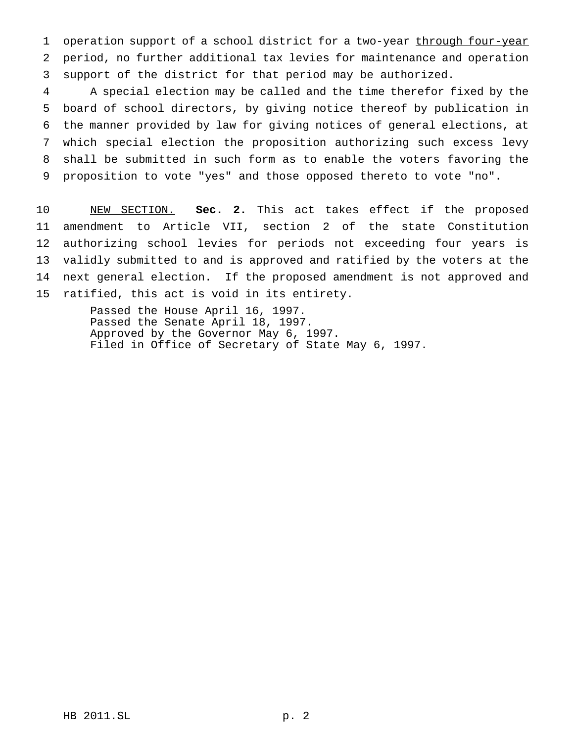operation support of a school district for a two-year <u>through four-year</u> period, no further additional tax levies for maintenance and operation support of the district for that period may be authorized.

A special election may be called and the time therefor fixed by the board of school directors, by giving notice thereof by publication in the manner provided by law for giving notices of general elections, at which special election the proposition authorizing such excess levy shall be submitted in such form as to enable the voters favoring the proposition to vote "yes" and those opposed thereto to vote "no".

<u>NEW SECTION.</u> **Sec. 2.** This act takes effect if the proposed amendment to Article VII, section 2 of the state Constitution authorizing school levies for periods not exceeding four years is validly submitted to and is approved and ratified by the voters at the next general election. If the proposed amendment is not approved and ratified, this act is void in its entirety.

Passed the House April 16, 1997.
Passed the Senate April 18, 1997.
Approved by the Governor May 6, 1997.
Filed in Office of Secretary of State May 6, 1997.